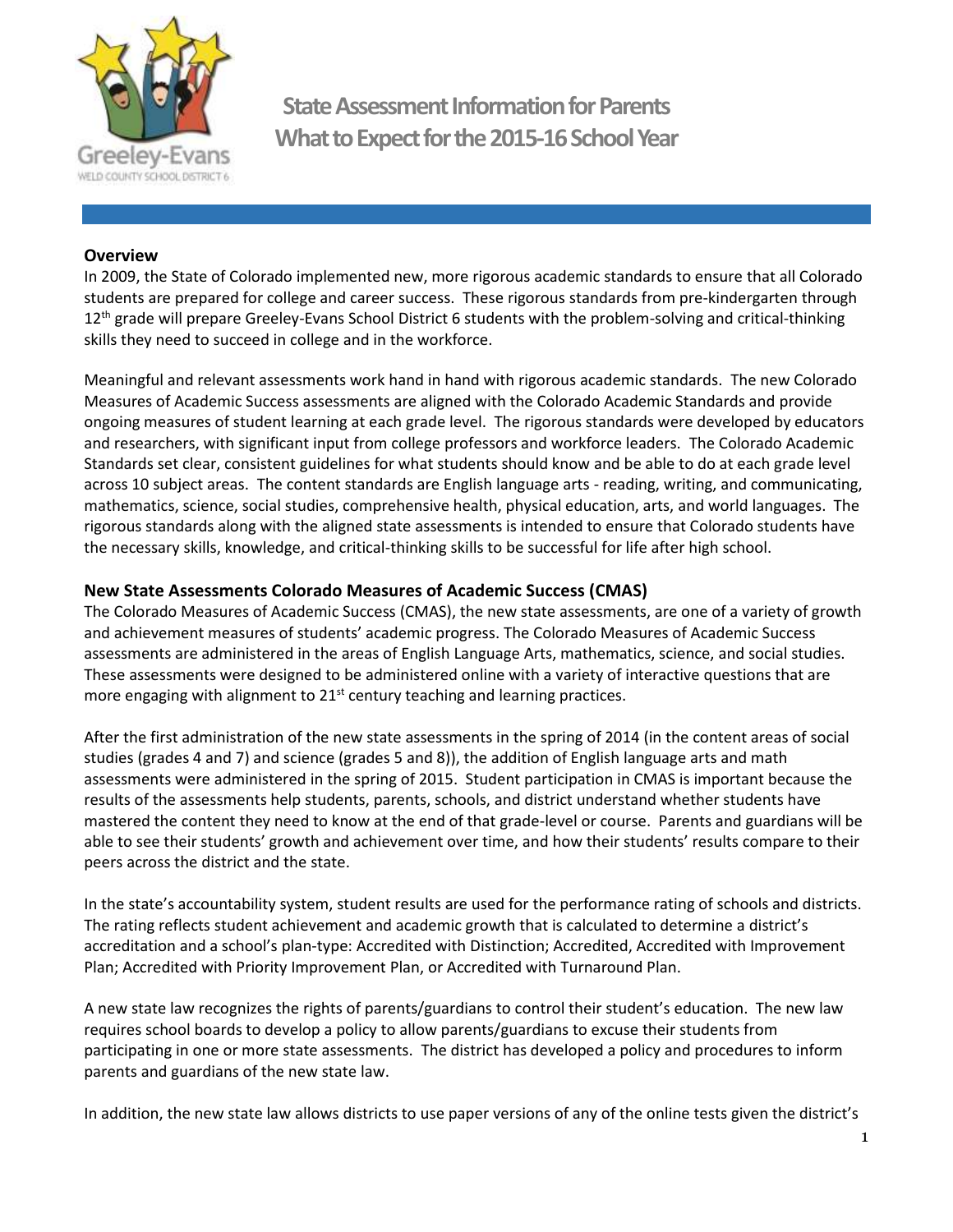# State Assessment Information for Parents
# What to Expect for the 2015-16 School Year

## Overview

In 2009, the State of Colorado implemented new, more rigorous academic standards to ensure that all Colorado students are prepared for college and career success. These rigorous standards from pre-kindergarten through 12th grade will prepare Greeley-Evans School District 6 students with the problem-solving and critical-thinking skills they need to succeed in college and in the workforce.

Meaningful and relevant assessments work hand in hand with rigorous academic standards. The new Colorado Measures of Academic Success assessments are aligned with the Colorado Academic Standards and provide ongoing measures of student learning at each grade level. The rigorous standards were developed by educators and researchers, with significant input from college professors and workforce leaders. The Colorado Academic Standards set clear, consistent guidelines for what students should know and be able to do at each grade level across 10 subject areas. The content standards are English language arts - reading, writing, and communicating, mathematics, science, social studies, comprehensive health, physical education, arts, and world languages. The rigorous standards along with the aligned state assessments is intended to ensure that Colorado students have the necessary skills, knowledge, and critical-thinking skills to be successful for life after high school.

## New State Assessments Colorado Measures of Academic Success (CMAS)

The Colorado Measures of Academic Success (CMAS), the new state assessments, are one of a variety of growth and achievement measures of students' academic progress. The Colorado Measures of Academic Success assessments are administered in the areas of English Language Arts, mathematics, science, and social studies. These assessments were designed to be administered online with a variety of interactive questions that are more engaging with alignment to 21st century teaching and learning practices.

After the first administration of the new state assessments in the spring of 2014 (in the content areas of social studies (grades 4 and 7) and science (grades 5 and 8)), the addition of English language arts and math assessments were administered in the spring of 2015. Student participation in CMAS is important because the results of the assessments help students, parents, schools, and district understand whether students have mastered the content they need to know at the end of that grade-level or course. Parents and guardians will be able to see their students' growth and achievement over time, and how their students' results compare to their peers across the district and the state.

In the state's accountability system, student results are used for the performance rating of schools and districts. The rating reflects student achievement and academic growth that is calculated to determine a district's accreditation and a school's plan-type: Accredited with Distinction; Accredited, Accredited with Improvement Plan; Accredited with Priority Improvement Plan, or Accredited with Turnaround Plan.

A new state law recognizes the rights of parents/guardians to control their student's education. The new law requires school boards to develop a policy to allow parents/guardians to excuse their students from participating in one or more state assessments. The district has developed a policy and procedures to inform parents and guardians of the new state law.

In addition, the new state law allows districts to use paper versions of any of the online tests given the district's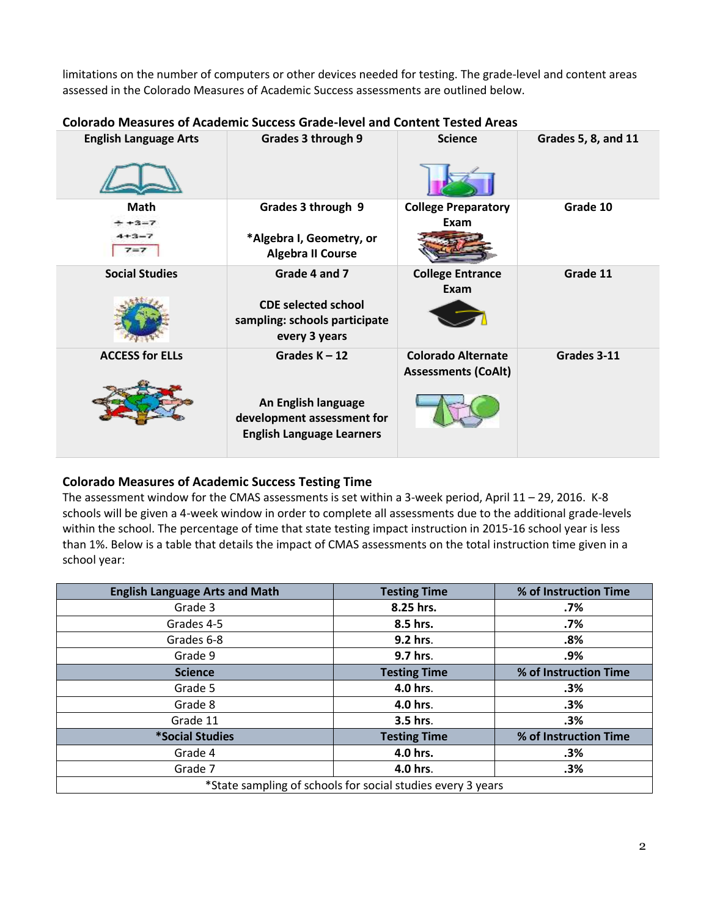limitations on the number of computers or other devices needed for testing. The grade-level and content areas assessed in the Colorado Measures of Academic Success assessments are outlined below.

**Colorado Measures of Academic Success Grade-level and Content Tested Areas**

| English Language Arts | Grades 3 through 9 | Science | Grades 5, 8, and 11 |
|---|---|---|---|
| Math | Grades 3 through 9<br><br>*Algebra I, Geometry, or Algebra II Course | College Preparatory Exam | Grade 10 |
| Social Studies | Grade 4 and 7<br><br>CDE selected school sampling: schools participate every 3 years | College Entrance Exam | Grade 11 |
| ACCESS for ELLs | Grades K – 12<br><br>An English language development assessment for English Language Learners | Colorado Alternate Assessments (CoAlt) | Grades 3-11 |

**Colorado Measures of Academic Success Testing Time**

The assessment window for the CMAS assessments is set within a 3-week period, April 11 – 29, 2016. K-8 schools will be given a 4-week window in order to complete all assessments due to the additional grade-levels within the school. The percentage of time that state testing impact instruction in 2015-16 school year is less than 1%. Below is a table that details the impact of CMAS assessments on the total instruction time given in a school year:

| English Language Arts and Math | Testing Time | % of Instruction Time |
|---|---|---|
| Grade 3 | **8.25 hrs.** | **.7%** |
| Grades 4-5 | **8.5 hrs.** | **.7%** |
| Grades 6-8 | **9.2 hrs.** | **.8%** |
| Grade 9 | **9.7 hrs.** | **.9%** |
| **Science** | **Testing Time** | **% of Instruction Time** |
| Grade 5 | **4.0 hrs.** | **.3%** |
| Grade 8 | **4.0 hrs.** | **.3%** |
| Grade 11 | **3.5 hrs.** | **.3%** |
| ***Social Studies** | **Testing Time** | **% of Instruction Time** |
| Grade 4 | **4.0 hrs.** | **.3%** |
| Grade 7 | **4.0 hrs.** | **.3%** |
| *State sampling of schools for social studies every 3 years | | |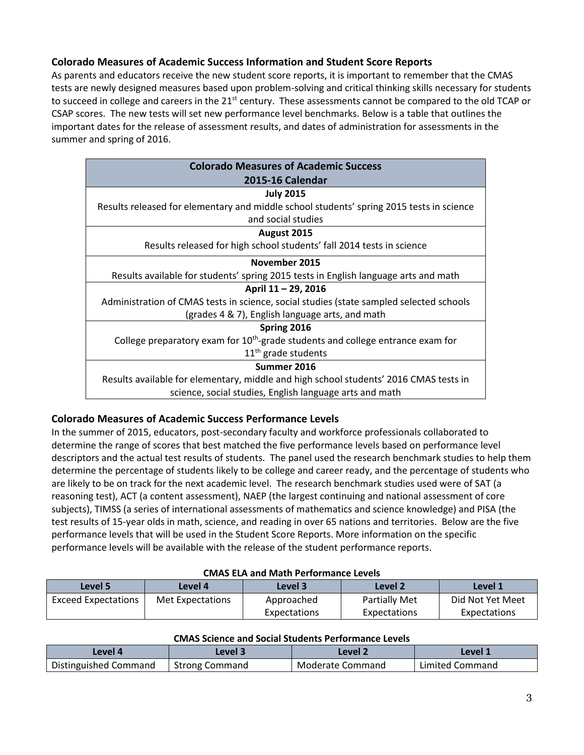### Colorado Measures of Academic Success Information and Student Score Reports

As parents and educators receive the new student score reports, it is important to remember that the CMAS tests are newly designed measures based upon problem-solving and critical thinking skills necessary for students to succeed in college and careers in the 21st century. These assessments cannot be compared to the old TCAP or CSAP scores. The new tests will set new performance level benchmarks. Below is a table that outlines the important dates for the release of assessment results, and dates of administration for assessments in the summer and spring of 2016.

| **Colorado Measures of Academic Success 2015-16 Calendar** |
|---|
| **July 2015**<br>Results released for elementary and middle school students' spring 2015 tests in science and social studies |
| **August 2015**<br>Results released for high school students' fall 2014 tests in science |
| **November 2015**<br>Results available for students' spring 2015 tests in English language arts and math |
| **April 11 – 29, 2016**<br>Administration of CMAS tests in science, social studies (state sampled selected schools (grades 4 & 7), English language arts, and math |
| **Spring 2016**<br>College preparatory exam for 10th-grade students and college entrance exam for 11th grade students |
| **Summer 2016**<br>Results available for elementary, middle and high school students' 2016 CMAS tests in science, social studies, English language arts and math |

### Colorado Measures of Academic Success Performance Levels

In the summer of 2015, educators, post-secondary faculty and workforce professionals collaborated to determine the range of scores that best matched the five performance levels based on performance level descriptors and the actual test results of students. The panel used the research benchmark studies to help them determine the percentage of students likely to be college and career ready, and the percentage of students who are likely to be on track for the next academic level. The research benchmark studies used were of SAT (a reasoning test), ACT (a content assessment), NAEP (the largest continuing and national assessment of core subjects), TIMSS (a series of international assessments of mathematics and science knowledge) and PISA (the test results of 15-year olds in math, science, and reading in over 65 nations and territories. Below are the five performance levels that will be used in the Student Score Reports. More information on the specific performance levels will be available with the release of the student performance reports.

**CMAS ELA and Math Performance Levels**

| Level 5 | Level 4 | Level 3 | Level 2 | Level 1 |
|---|---|---|---|---|
| Exceed Expectations | Met Expectations | Approached Expectations | Partially Met Expectations | Did Not Yet Meet Expectations |

**CMAS Science and Social Students Performance Levels**

| Level 4 | Level 3 | Level 2 | Level 1 |
|---|---|---|---|
| Distinguished Command | Strong Command | Moderate Command | Limited Command |